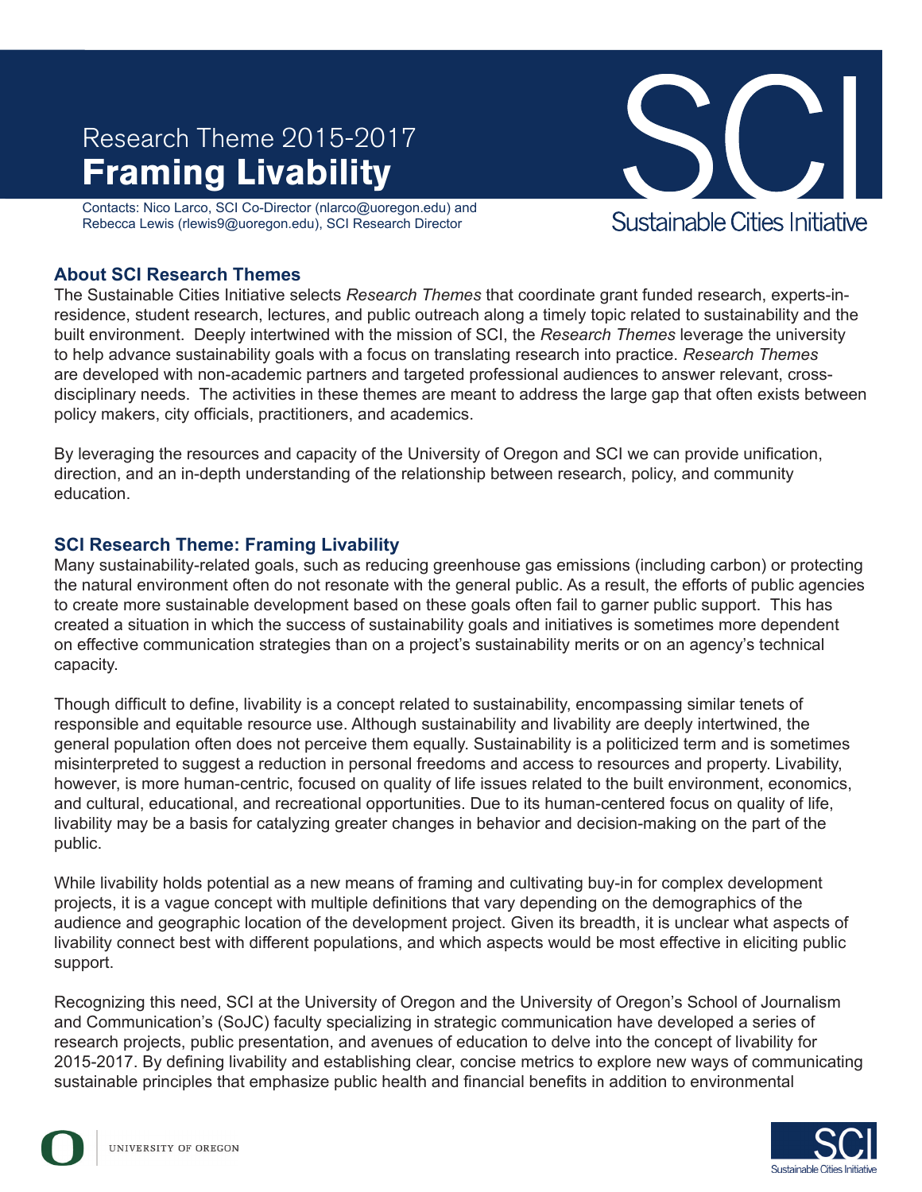Research Theme 2015-2017

# Framing Livability

Contacts: Nico Larco, SCI Co-Director (nlarco@uoregon.edu) and Rebecca Lewis (rlewis9@uoregon.edu), SCI Research Director

SCI

Sustainable Cities Initiative

## About SCI Research Themes

The Sustainable Cities Initiative selects *Research Themes* that coordinate grant funded research, experts-in-residence, student research, lectures, and public outreach along a timely topic related to sustainability and the built environment. Deeply intertwined with the mission of SCI, the *Research Themes* leverage the university to help advance sustainability goals with a focus on translating research into practice. *Research Themes* are developed with non-academic partners and targeted professional audiences to answer relevant, cross-disciplinary needs. The activities in these themes are meant to address the large gap that often exists between policy makers, city officials, practitioners, and academics.

By leveraging the resources and capacity of the University of Oregon and SCI we can provide unification, direction, and an in-depth understanding of the relationship between research, policy, and community education.

## SCI Research Theme: Framing Livability

Many sustainability-related goals, such as reducing greenhouse gas emissions (including carbon) or protecting the natural environment often do not resonate with the general public. As a result, the efforts of public agencies to create more sustainable development based on these goals often fail to garner public support. This has created a situation in which the success of sustainability goals and initiatives is sometimes more dependent on effective communication strategies than on a project's sustainability merits or on an agency's technical capacity.

Though difficult to define, livability is a concept related to sustainability, encompassing similar tenets of responsible and equitable resource use. Although sustainability and livability are deeply intertwined, the general population often does not perceive them equally. Sustainability is a politicized term and is sometimes misinterpreted to suggest a reduction in personal freedoms and access to resources and property. Livability, however, is more human-centric, focused on quality of life issues related to the built environment, economics, and cultural, educational, and recreational opportunities. Due to its human-centered focus on quality of life, livability may be a basis for catalyzing greater changes in behavior and decision-making on the part of the public.

While livability holds potential as a new means of framing and cultivating buy-in for complex development projects, it is a vague concept with multiple definitions that vary depending on the demographics of the audience and geographic location of the development project. Given its breadth, it is unclear what aspects of livability connect best with different populations, and which aspects would be most effective in eliciting public support.

Recognizing this need, SCI at the University of Oregon and the University of Oregon's School of Journalism and Communication's (SoJC) faculty specializing in strategic communication have developed a series of research projects, public presentation, and avenues of education to delve into the concept of livability for 2015-2017. By defining livability and establishing clear, concise metrics to explore new ways of communicating sustainable principles that emphasize public health and financial benefits in addition to environmental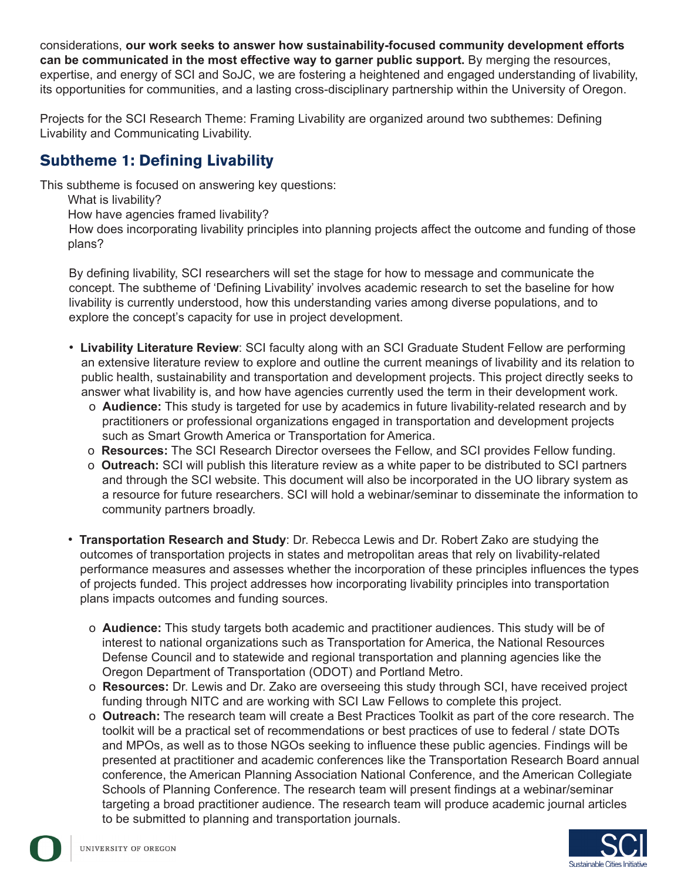considerations, **our work seeks to answer how sustainability-focused community development efforts can be communicated in the most effective way to garner public support.** By merging the resources, expertise, and energy of SCI and SoJC, we are fostering a heightened and engaged understanding of livability, its opportunities for communities, and a lasting cross-disciplinary partnership within the University of Oregon.

Projects for the SCI Research Theme: Framing Livability are organized around two subthemes: Defining Livability and Communicating Livability.

## Subtheme 1: Defining Livability

This subtheme is focused on answering key questions:

What is livability?
How have agencies framed livability?
How does incorporating livability principles into planning projects affect the outcome and funding of those plans?

By defining livability, SCI researchers will set the stage for how to message and communicate the concept. The subtheme of 'Defining Livability' involves academic research to set the baseline for how livability is currently understood, how this understanding varies among diverse populations, and to explore the concept's capacity for use in project development.

- **Livability Literature Review**: SCI faculty along with an SCI Graduate Student Fellow are performing an extensive literature review to explore and outline the current meanings of livability and its relation to public health, sustainability and transportation and development projects. This project directly seeks to answer what livability is, and how have agencies currently used the term in their development work.
  - **Audience:** This study is targeted for use by academics in future livability-related research and by practitioners or professional organizations engaged in transportation and development projects such as Smart Growth America or Transportation for America.
  - **Resources:** The SCI Research Director oversees the Fellow, and SCI provides Fellow funding.
  - **Outreach:** SCI will publish this literature review as a white paper to be distributed to SCI partners and through the SCI website. This document will also be incorporated in the UO library system as a resource for future researchers. SCI will hold a webinar/seminar to disseminate the information to community partners broadly.

- **Transportation Research and Study**: Dr. Rebecca Lewis and Dr. Robert Zako are studying the outcomes of transportation projects in states and metropolitan areas that rely on livability-related performance measures and assesses whether the incorporation of these principles influences the types of projects funded. This project addresses how incorporating livability principles into transportation plans impacts outcomes and funding sources.
  - **Audience:** This study targets both academic and practitioner audiences. This study will be of interest to national organizations such as Transportation for America, the National Resources Defense Council and to statewide and regional transportation and planning agencies like the Oregon Department of Transportation (ODOT) and Portland Metro.
  - **Resources:** Dr. Lewis and Dr. Zako are overseeing this study through SCI, have received project funding through NITC and are working with SCI Law Fellows to complete this project.
  - **Outreach:** The research team will create a Best Practices Toolkit as part of the core research. The toolkit will be a practical set of recommendations or best practices of use to federal / state DOTs and MPOs, as well as to those NGOs seeking to influence these public agencies. Findings will be presented at practitioner and academic conferences like the Transportation Research Board annual conference, the American Planning Association National Conference, and the American Collegiate Schools of Planning Conference. The research team will present findings at a webinar/seminar targeting a broad practitioner audience. The research team will produce academic journal articles to be submitted to planning and transportation journals.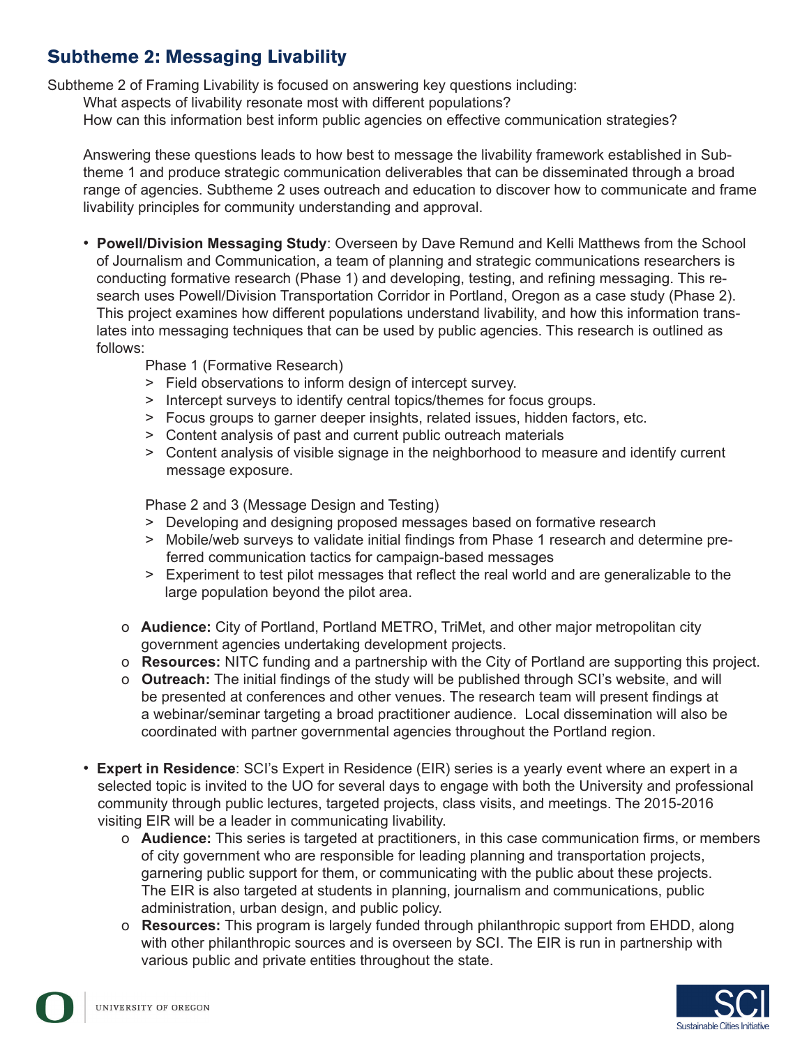## Subtheme 2: Messaging Livability

Subtheme 2 of Framing Livability is focused on answering key questions including:

What aspects of livability resonate most with different populations?

How can this information best inform public agencies on effective communication strategies?

Answering these questions leads to how best to message the livability framework established in Subtheme 1 and produce strategic communication deliverables that can be disseminated through a broad range of agencies. Subtheme 2 uses outreach and education to discover how to communicate and frame livability principles for community understanding and approval.

- **Powell/Division Messaging Study**: Overseen by Dave Remund and Kelli Matthews from the School of Journalism and Communication, a team of planning and strategic communications researchers is conducting formative research (Phase 1) and developing, testing, and refining messaging. This research uses Powell/Division Transportation Corridor in Portland, Oregon as a case study (Phase 2). This project examines how different populations understand livability, and how this information translates into messaging techniques that can be used by public agencies. This research is outlined as follows:

  Phase 1 (Formative Research)
  - Field observations to inform design of intercept survey.
  - Intercept surveys to identify central topics/themes for focus groups.
  - Focus groups to garner deeper insights, related issues, hidden factors, etc.
  - Content analysis of past and current public outreach materials
  - Content analysis of visible signage in the neighborhood to measure and identify current message exposure.

  Phase 2 and 3 (Message Design and Testing)
  - Developing and designing proposed messages based on formative research
  - Mobile/web surveys to validate initial findings from Phase 1 research and determine preferred communication tactics for campaign-based messages
  - Experiment to test pilot messages that reflect the real world and are generalizable to the large population beyond the pilot area.

  - **Audience:** City of Portland, Portland METRO, TriMet, and other major metropolitan city government agencies undertaking development projects.
  - **Resources:** NITC funding and a partnership with the City of Portland are supporting this project.
  - **Outreach:** The initial findings of the study will be published through SCI's website, and will be presented at conferences and other venues. The research team will present findings at a webinar/seminar targeting a broad practitioner audience. Local dissemination will also be coordinated with partner governmental agencies throughout the Portland region.

- **Expert in Residence**: SCI's Expert in Residence (EIR) series is a yearly event where an expert in a selected topic is invited to the UO for several days to engage with both the University and professional community through public lectures, targeted projects, class visits, and meetings. The 2015-2016 visiting EIR will be a leader in communicating livability.
  - **Audience:** This series is targeted at practitioners, in this case communication firms, or members of city government who are responsible for leading planning and transportation projects, garnering public support for them, or communicating with the public about these projects. The EIR is also targeted at students in planning, journalism and communications, public administration, urban design, and public policy.
  - **Resources:** This program is largely funded through philanthropic support from EHDD, along with other philanthropic sources and is overseen by SCI. The EIR is run in partnership with various public and private entities throughout the state.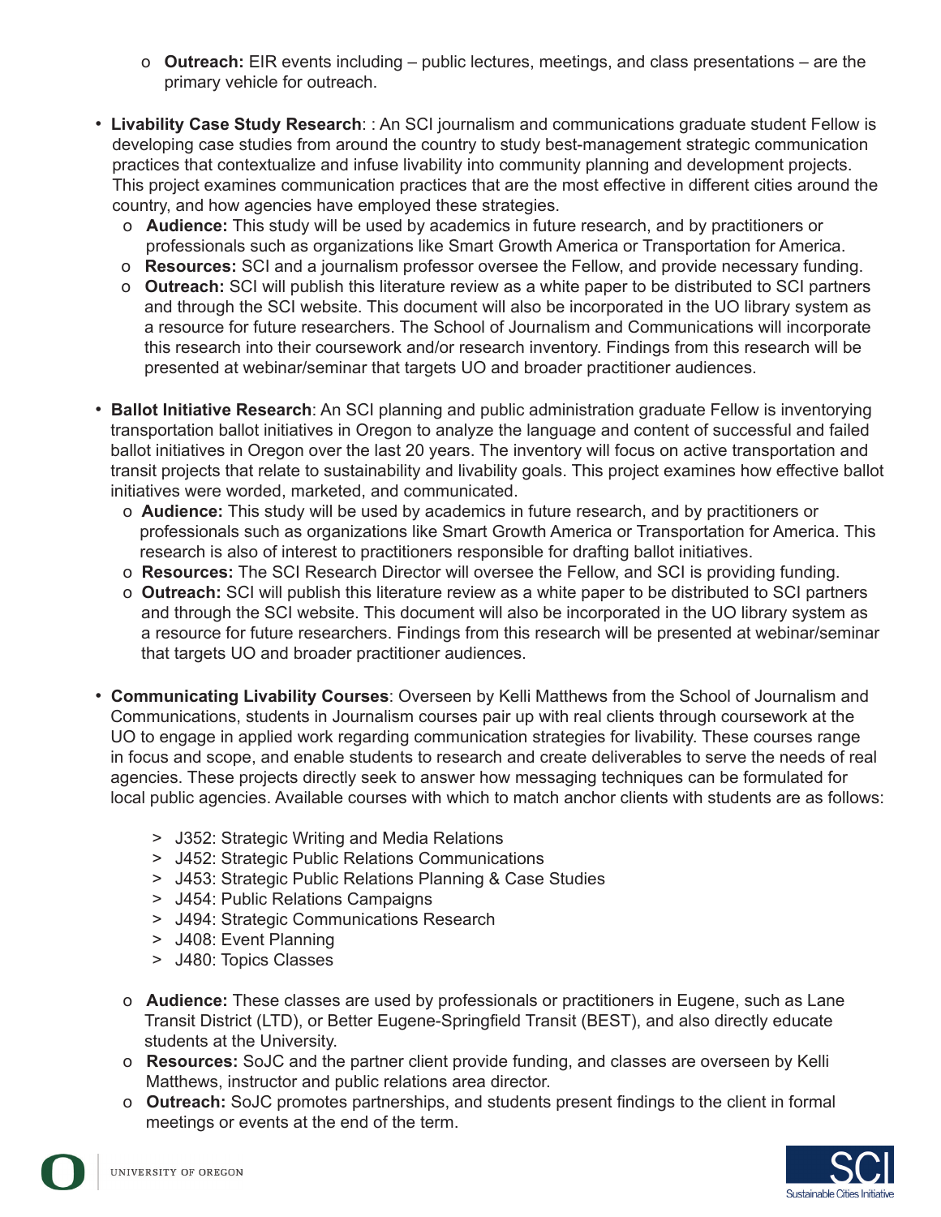- **Outreach:** EIR events including – public lectures, meetings, and class presentations – are the primary vehicle for outreach.

- **Livability Case Study Research**: : An SCI journalism and communications graduate student Fellow is developing case studies from around the country to study best-management strategic communication practices that contextualize and infuse livability into community planning and development projects. This project examines communication practices that are the most effective in different cities around the country, and how agencies have employed these strategies.
  - **Audience:** This study will be used by academics in future research, and by practitioners or professionals such as organizations like Smart Growth America or Transportation for America.
  - **Resources:** SCI and a journalism professor oversee the Fellow, and provide necessary funding.
  - **Outreach:** SCI will publish this literature review as a white paper to be distributed to SCI partners and through the SCI website. This document will also be incorporated in the UO library system as a resource for future researchers. The School of Journalism and Communications will incorporate this research into their coursework and/or research inventory. Findings from this research will be presented at webinar/seminar that targets UO and broader practitioner audiences.

- **Ballot Initiative Research**: An SCI planning and public administration graduate Fellow is inventorying transportation ballot initiatives in Oregon to analyze the language and content of successful and failed ballot initiatives in Oregon over the last 20 years. The inventory will focus on active transportation and transit projects that relate to sustainability and livability goals. This project examines how effective ballot initiatives were worded, marketed, and communicated.
  - **Audience:** This study will be used by academics in future research, and by practitioners or professionals such as organizations like Smart Growth America or Transportation for America. This research is also of interest to practitioners responsible for drafting ballot initiatives.
  - **Resources:** The SCI Research Director will oversee the Fellow, and SCI is providing funding.
  - **Outreach:** SCI will publish this literature review as a white paper to be distributed to SCI partners and through the SCI website. This document will also be incorporated in the UO library system as a resource for future researchers. Findings from this research will be presented at webinar/seminar that targets UO and broader practitioner audiences.

- **Communicating Livability Courses**: Overseen by Kelli Matthews from the School of Journalism and Communications, students in Journalism courses pair up with real clients through coursework at the UO to engage in applied work regarding communication strategies for livability. These courses range in focus and scope, and enable students to research and create deliverables to serve the needs of real agencies. These projects directly seek to answer how messaging techniques can be formulated for local public agencies. Available courses with which to match anchor clients with students are as follows:

  > J352: Strategic Writing and Media Relations
  > J452: Strategic Public Relations Communications
  > J453: Strategic Public Relations Planning & Case Studies
  > J454: Public Relations Campaigns
  > J494: Strategic Communications Research
  > J408: Event Planning
  > J480: Topics Classes

  - **Audience:** These classes are used by professionals or practitioners in Eugene, such as Lane Transit District (LTD), or Better Eugene-Springfield Transit (BEST), and also directly educate students at the University.
  - **Resources:** SoJC and the partner client provide funding, and classes are overseen by Kelli Matthews, instructor and public relations area director.
  - **Outreach:** SoJC promotes partnerships, and students present findings to the client in formal meetings or events at the end of the term.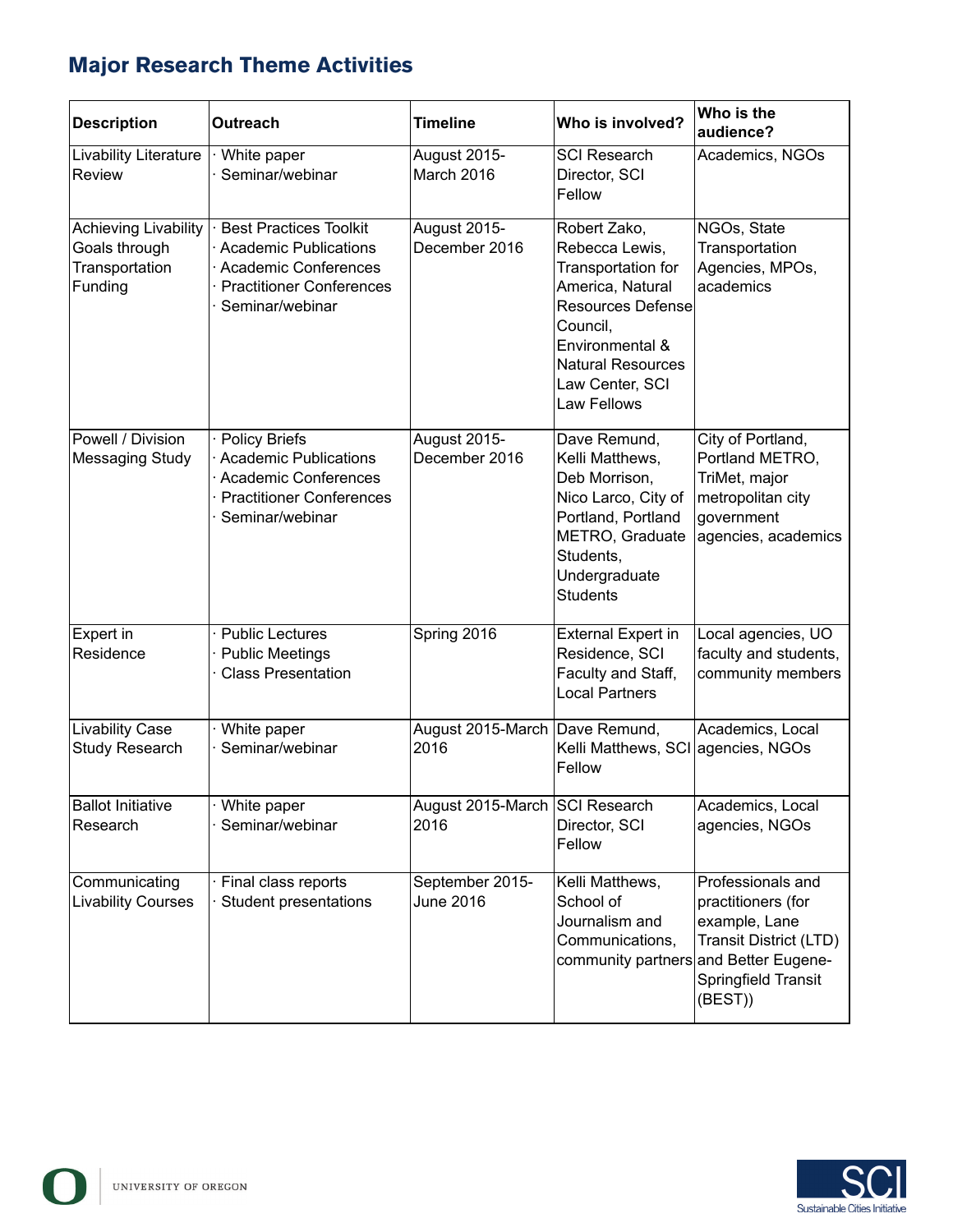## Major Research Theme Activities

| Description | Outreach | Timeline | Who is involved? | Who is the audience? |
|---|---|---|---|---|
| Livability Literature Review | · White paper<br>· Seminar/webinar | August 2015-March 2016 | SCI Research Director, SCI Fellow | Academics, NGOs |
| Achieving Livability Goals through Transportation Funding | · Best Practices Toolkit<br>· Academic Publications<br>· Academic Conferences<br>· Practitioner Conferences<br>· Seminar/webinar | August 2015-December 2016 | Robert Zako, Rebecca Lewis, Transportation for America, Natural Resources Defense Council, Environmental & Natural Resources Law Center, SCI Law Fellows | NGOs, State Transportation Agencies, MPOs, academics |
| Powell / Division Messaging Study | · Policy Briefs<br>· Academic Publications<br>· Academic Conferences<br>· Practitioner Conferences<br>· Seminar/webinar | August 2015-December 2016 | Dave Remund, Kelli Matthews, Deb Morrison, Nico Larco, City of Portland, Portland METRO, Graduate Students, Undergraduate Students | City of Portland, Portland METRO, TriMet, major metropolitan city government agencies, academics |
| Expert in Residence | · Public Lectures<br>· Public Meetings<br>· Class Presentation | Spring 2016 | External Expert in Residence, SCI Faculty and Staff, Local Partners | Local agencies, UO faculty and students, community members |
| Livability Case Study Research | · White paper<br>· Seminar/webinar | August 2015-March 2016 | Dave Remund, Kelli Matthews, SCI Fellow | Academics, Local agencies, NGOs |
| Ballot Initiative Research | · White paper<br>· Seminar/webinar | August 2015-March 2016 | SCI Research Director, SCI Fellow | Academics, Local agencies, NGOs |
| Communicating Livability Courses | · Final class reports<br>· Student presentations | September 2015-June 2016 | Kelli Matthews, School of Journalism and Communications, community partners | Professionals and practitioners (for example, Lane Transit District (LTD) and Better Eugene-Springfield Transit (BEST)) |